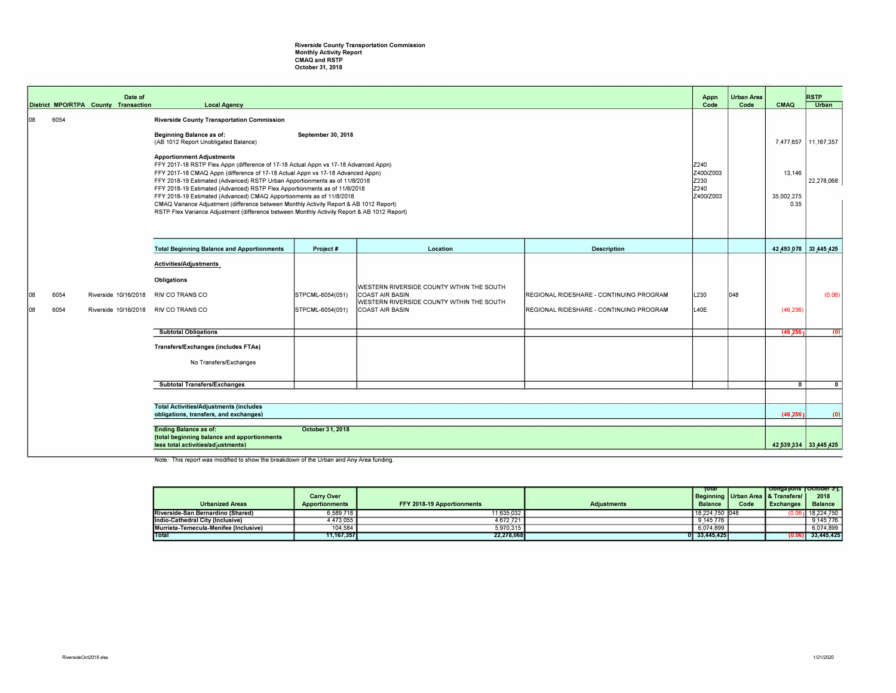**Riverside County Transportation Commission**
**Monthly Activity Report**
**CMAQ and RSTP**
**October 31, 2018**

| District | MPO/RTPA | County | Date of Transaction | Local Agency | Project # | Location | Description | Appn Code | Urban Area Code | CMAQ | RSTP Urban |
|---|---|---|---|---|---|---|---|---|---|---|---|
| 08 | 6054 | | | **Riverside County Transportation Commission** | | | | | | | |
| | | | | **Beginning Balance as of:** September 30, 2018 (AB 1012 Report Unobligated Balance) | | | | | | 7,477,657 | 11,167,357 |
| | | | | **Apportionment Adjustments** | | | | | | | |
| | | | | FFY 2017-18 RSTP Flex Appn (difference of 17-18 Actual Appn vs 17-18 Advanced Appn) | | | | Z240 | | | |
| | | | | FFY 2017-18 CMAQ Appn (difference of 17-18 Actual Appn vs 17-18 Advanced Appn) | | | | Z400/Z003 | | 13,146 | |
| | | | | FFY 2018-19 Estimated (Advanced) RSTP Urban Apportionments as of 11/8/2018 | | | | Z230 | | | 22,278,068 |
| | | | | FFY 2018-19 Estimated (Advanced) RSTP Flex Apportionments as of 11/8/2018 | | | | Z240 | | | |
| | | | | FFY 2018-19 Estimated (Advanced) CMAQ Apportionments as of 11/8/2018 | | | | Z400/Z003 | | 35,002,275 | |
| | | | | CMAQ Variance Adjustment (difference between Monthly Activity Report & AB 1012 Report) | | | | | | 0.35 | |
| | | | | RSTP Flex Variance Adjustment (difference between Monthly Activity Report & AB 1012 Report) | | | | | | | |
| | | | | **Total Beginning Balance and Apportionments** | **Project #** | **Location** | **Description** | | | **42,493,078** | **33,445,425** |
| | | | | **Activities/Adjustments** | | | | | | | |
| | | | | **Obligations** | | | | | | | |
| 08 | 6054 | Riverside | 10/16/2018 | RIV CO TRANS CO | STPCML-6054(051) | WESTERN RIVERSIDE COUNTY WTHIN THE SOUTH COAST AIR BASIN | REGIONAL RIDESHARE - CONTINUING PROGRAM | L230 | 048 | | (0.06) |
| 08 | 6054 | Riverside | 10/16/2018 | RIV CO TRANS CO | STPCML-6054(051) | WESTERN RIVERSIDE COUNTY WTHIN THE SOUTH COAST AIR BASIN | REGIONAL RIDESHARE - CONTINUING PROGRAM | L40E | | (46,256) | |
| | | | | **Subtotal Obligations** | | | | | | **(46,256)** | **(0)** |
| | | | | **Transfers/Exchanges (includes FTAs)** | | | | | | | |
| | | | | No Transfers/Exchanges | | | | | | | |
| | | | | **Subtotal Transfers/Exchanges** | | | | | | **0** | **0** |
| | | | | **Total Activities/Adjustments (includes obligations, transfers, and exchanges)** | | | | | | **(46,256)** | **(0)** |
| | | | | **Ending Balance as of:** October 31, 2018 **(total beginning balance and apportionments less total activities/adjustments)** | | | | | | **42,539,334** | **33,445,425** |

Note: This report was modified to show the breakdown of the Urban and Any Area funding.

| Urbanized Areas | Carry Over Apportionments | FFY 2018-19 Apportionments | Adjustments | Total Beginning Balance | Urban Area Code | Obligations & Transfers/ Exchanges | October 31, 2018 Balance |
|---|---|---|---|---|---|---|---|
| Riverside-San Bernardino (Shared) | 6,589,718 | 11,635,032 | | 18,224,750 | 048 | (0.06) | 18,224,750 |
| Indio-Cathedral City (Inclusive) | 4,473,055 | 4,672,721 | | 9,145,776 | | | 9,145,776 |
| Murrieta-Temecula-Menifee (Inclusive) | 104,584 | 5,970,315 | | 6,074,899 | | | 6,074,899 |
| **Total** | **11,167,357** | **22,278,068** | **0** | **33,445,425** | | **(0.06)** | **33,445,425** |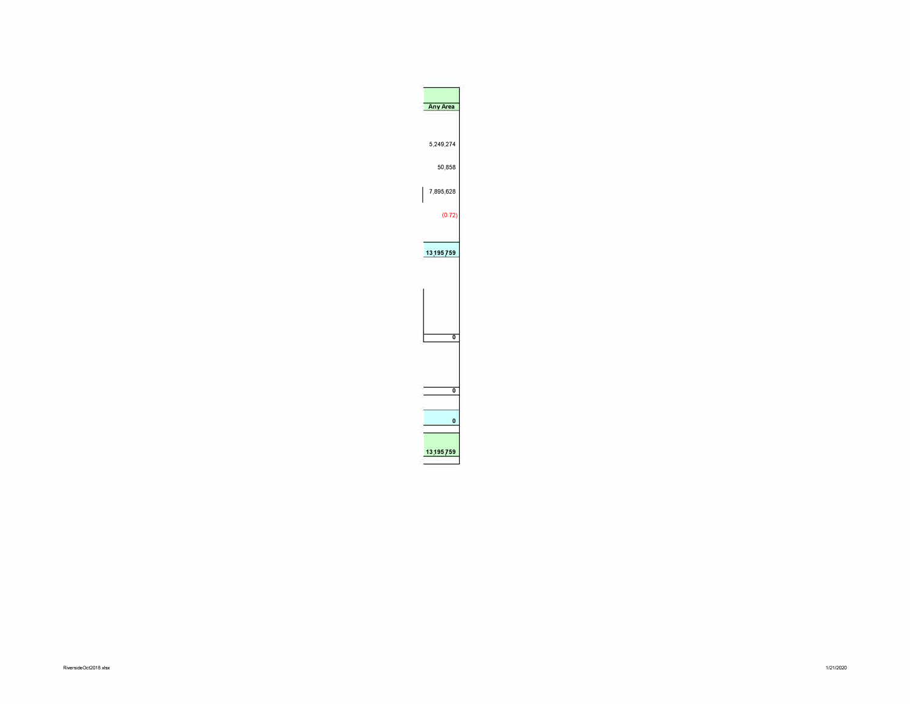| Any Area |
| --- |
| 5,249,274 |
| 50,858 |
| 7,895,628 |
| (0.72) |
| 13,195,759 |
| 0 |
| 0 |
| 0 |
| 13,195,759 |

RiversideOct2018.xlsx

1/21/2020